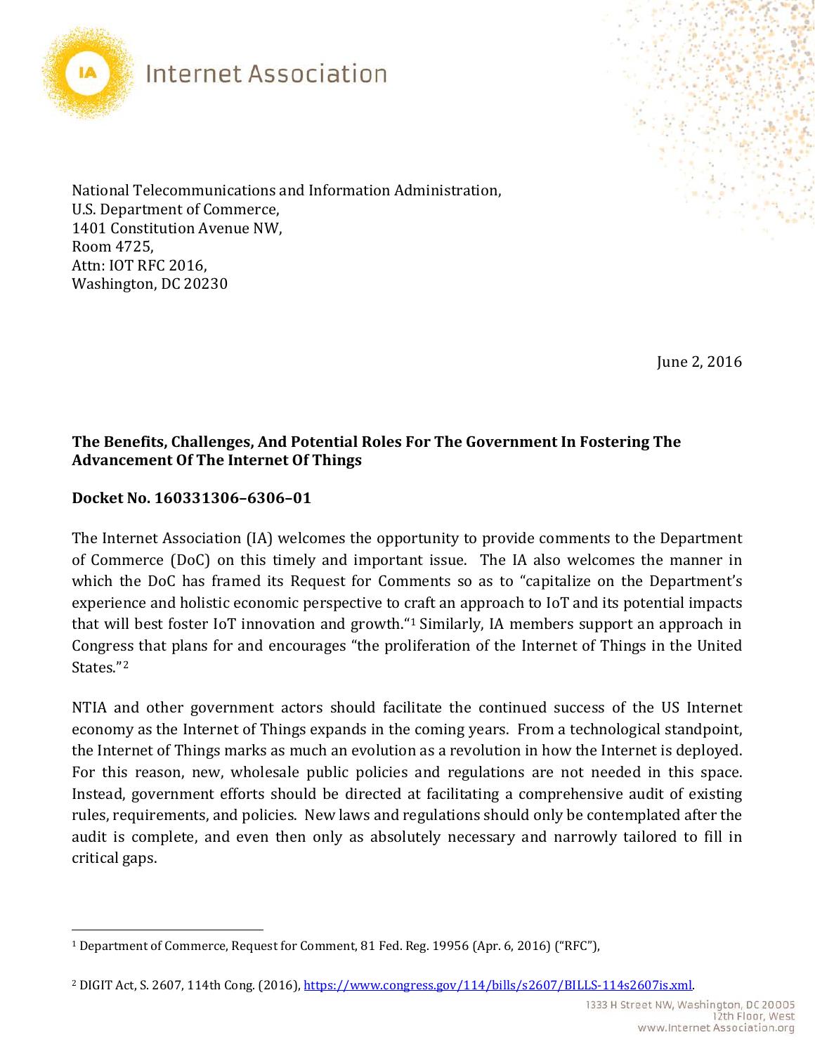Internet Association

National Telecommunications and Information Administration,
U.S. Department of Commerce,
1401 Constitution Avenue NW,
Room 4725,
Attn: IOT RFC 2016,
Washington, DC 20230

June 2, 2016

**The Benefits, Challenges, And Potential Roles For The Government In Fostering The Advancement Of The Internet Of Things**

**Docket No. 160331306–6306–01**

The Internet Association (IA) welcomes the opportunity to provide comments to the Department of Commerce (DoC) on this timely and important issue. The IA also welcomes the manner in which the DoC has framed its Request for Comments so as to "capitalize on the Department's experience and holistic economic perspective to craft an approach to IoT and its potential impacts that will best foster IoT innovation and growth."[1] Similarly, IA members support an approach in Congress that plans for and encourages "the proliferation of the Internet of Things in the United States."[2]

NTIA and other government actors should facilitate the continued success of the US Internet economy as the Internet of Things expands in the coming years. From a technological standpoint, the Internet of Things marks as much an evolution as a revolution in how the Internet is deployed. For this reason, new, wholesale public policies and regulations are not needed in this space. Instead, government efforts should be directed at facilitating a comprehensive audit of existing rules, requirements, and policies. New laws and regulations should only be contemplated after the audit is complete, and even then only as absolutely necessary and narrowly tailored to fill in critical gaps.

[1] Department of Commerce, Request for Comment, 81 Fed. Reg. 19956 (Apr. 6, 2016) ("RFC"),

[2] DIGIT Act, S. 2607, 114th Cong. (2016), https://www.congress.gov/114/bills/s2607/BILLS-114s2607is.xml.

1333 H Street NW, Washington, DC 20005
12th Floor, West
www.InternetAssociation.org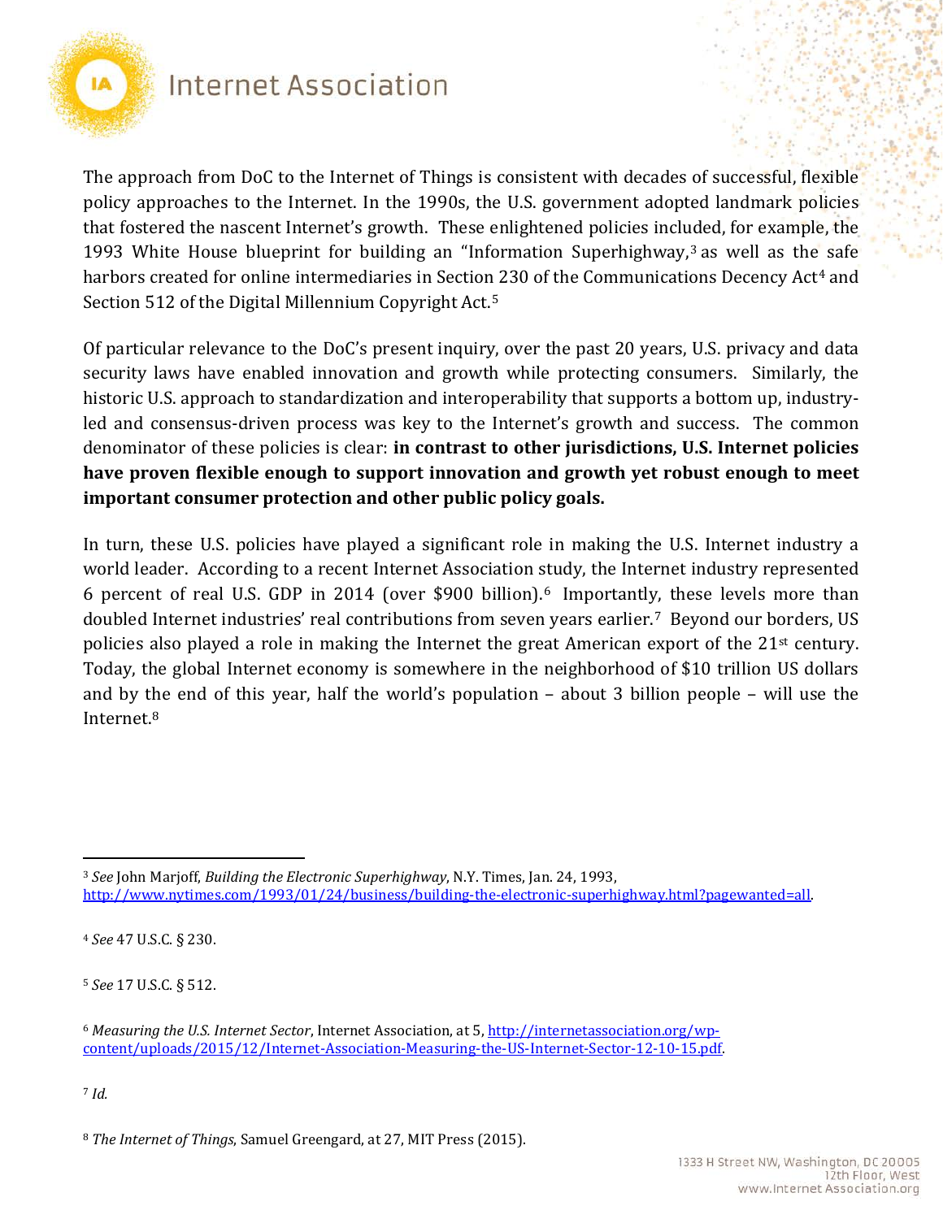The approach from DoC to the Internet of Things is consistent with decades of successful, flexible policy approaches to the Internet. In the 1990s, the U.S. government adopted landmark policies that fostered the nascent Internet's growth. These enlightened policies included, for example, the 1993 White House blueprint for building an "Information Superhighway,[3] as well as the safe harbors created for online intermediaries in Section 230 of the Communications Decency Act[4] and Section 512 of the Digital Millennium Copyright Act.[5]

Of particular relevance to the DoC's present inquiry, over the past 20 years, U.S. privacy and data security laws have enabled innovation and growth while protecting consumers. Similarly, the historic U.S. approach to standardization and interoperability that supports a bottom up, industry-led and consensus-driven process was key to the Internet's growth and success. The common denominator of these policies is clear: **in contrast to other jurisdictions, U.S. Internet policies have proven flexible enough to support innovation and growth yet robust enough to meet important consumer protection and other public policy goals.**

In turn, these U.S. policies have played a significant role in making the U.S. Internet industry a world leader. According to a recent Internet Association study, the Internet industry represented 6 percent of real U.S. GDP in 2014 (over $900 billion).[6] Importantly, these levels more than doubled Internet industries' real contributions from seven years earlier.[7] Beyond our borders, US policies also played a role in making the Internet the great American export of the 21st century. Today, the global Internet economy is somewhere in the neighborhood of $10 trillion US dollars and by the end of this year, half the world's population – about 3 billion people – will use the Internet.[8]

---

[3] *See* John Marjoff, *Building the Electronic Superhighway*, N.Y. Times, Jan. 24, 1993, http://www.nytimes.com/1993/01/24/business/building-the-electronic-superhighway.html?pagewanted=all.

[4] *See* 47 U.S.C. § 230.

[5] *See* 17 U.S.C. § 512.

[6] *Measuring the U.S. Internet Sector*, Internet Association, at 5, http://internetassociation.org/wp-content/uploads/2015/12/Internet-Association-Measuring-the-US-Internet-Sector-12-10-15.pdf.

[7] *Id.*

[8] *The Internet of Things*, Samuel Greengard, at 27, MIT Press (2015).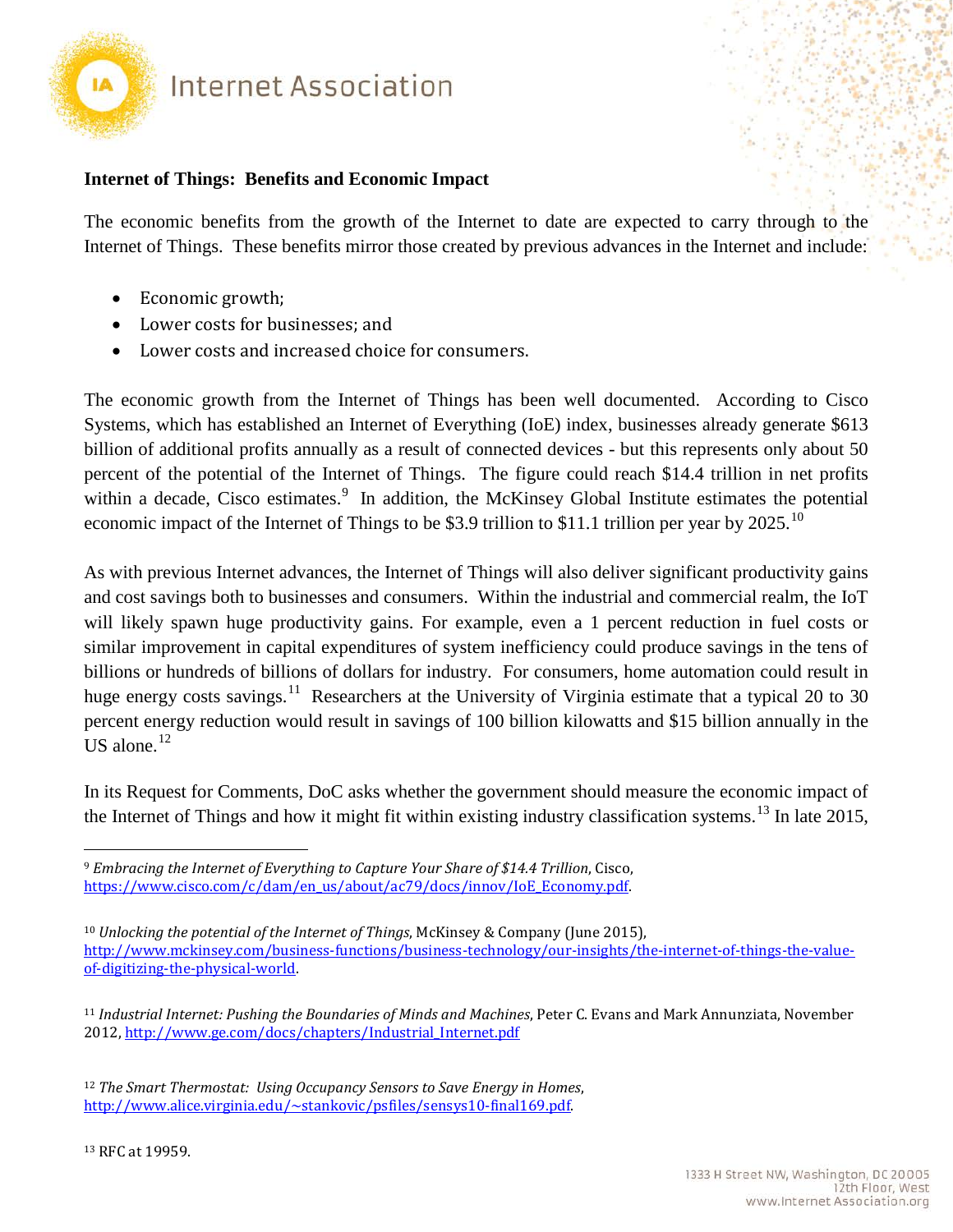**Internet of Things: Benefits and Economic Impact**

The economic benefits from the growth of the Internet to date are expected to carry through to the Internet of Things. These benefits mirror those created by previous advances in the Internet and include:

- Economic growth;
- Lower costs for businesses; and
- Lower costs and increased choice for consumers.

The economic growth from the Internet of Things has been well documented. According to Cisco Systems, which has established an Internet of Everything (IoE) index, businesses already generate $613 billion of additional profits annually as a result of connected devices - but this represents only about 50 percent of the potential of the Internet of Things. The figure could reach $14.4 trillion in net profits within a decade, Cisco estimates.[9] In addition, the McKinsey Global Institute estimates the potential economic impact of the Internet of Things to be $3.9 trillion to $11.1 trillion per year by 2025.[10]

As with previous Internet advances, the Internet of Things will also deliver significant productivity gains and cost savings both to businesses and consumers. Within the industrial and commercial realm, the IoT will likely spawn huge productivity gains. For example, even a 1 percent reduction in fuel costs or similar improvement in capital expenditures of system inefficiency could produce savings in the tens of billions or hundreds of billions of dollars for industry. For consumers, home automation could result in huge energy costs savings.[11] Researchers at the University of Virginia estimate that a typical 20 to 30 percent energy reduction would result in savings of 100 billion kilowatts and $15 billion annually in the US alone.[12]

In its Request for Comments, DoC asks whether the government should measure the economic impact of the Internet of Things and how it might fit within existing industry classification systems.[13] In late 2015,

---

[9] *Embracing the Internet of Everything to Capture Your Share of $14.4 Trillion*, Cisco, https://www.cisco.com/c/dam/en_us/about/ac79/docs/innov/IoE_Economy.pdf.

[10] *Unlocking the potential of the Internet of Things*, McKinsey & Company (June 2015), http://www.mckinsey.com/business-functions/business-technology/our-insights/the-internet-of-things-the-value-of-digitizing-the-physical-world.

[11] *Industrial Internet: Pushing the Boundaries of Minds and Machines*, Peter C. Evans and Mark Annunziata, November 2012, http://www.ge.com/docs/chapters/Industrial_Internet.pdf

[12] *The Smart Thermostat: Using Occupancy Sensors to Save Energy in Homes*, http://www.alice.virginia.edu/~stankovic/psfiles/sensys10-final169.pdf.

[13] RFC at 19959.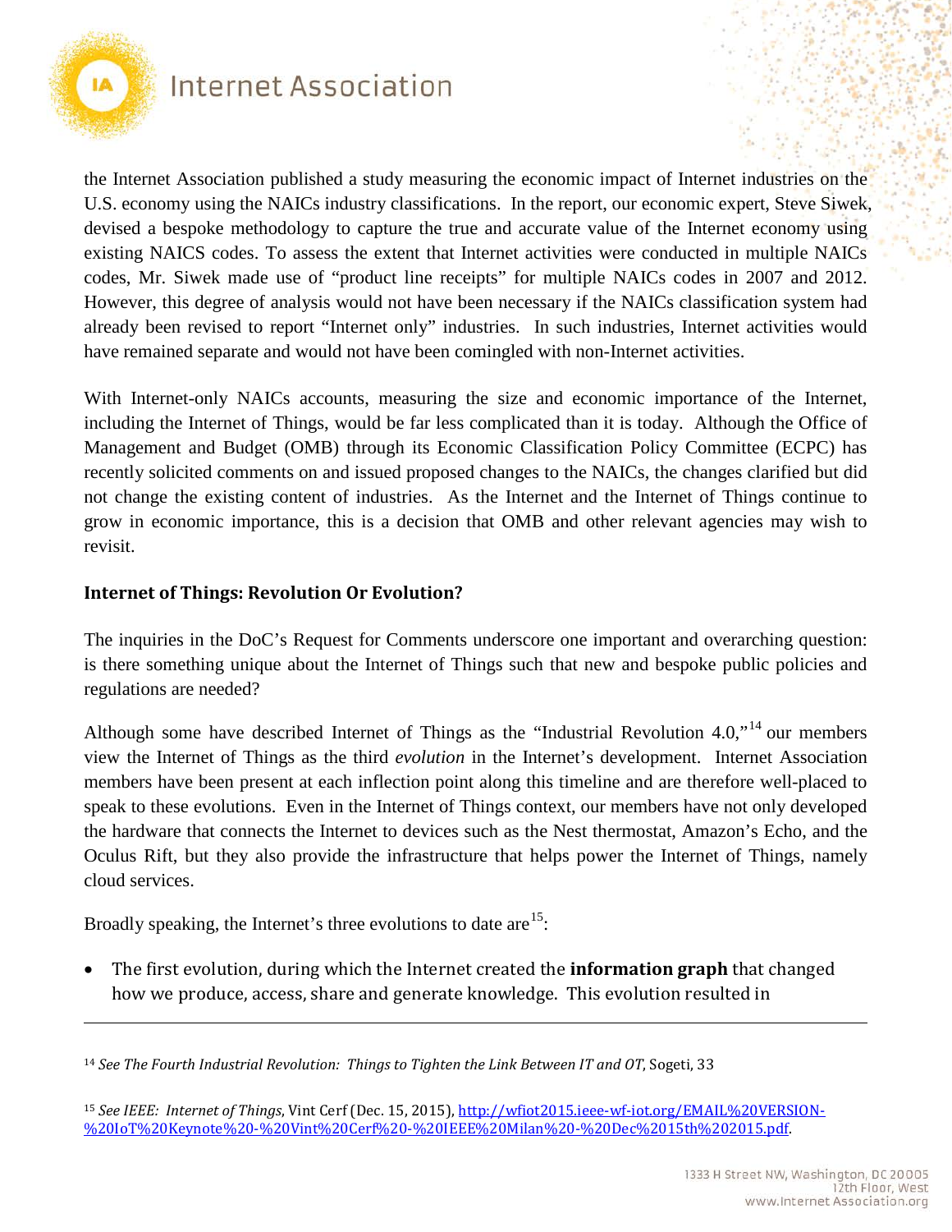the Internet Association published a study measuring the economic impact of Internet industries on the U.S. economy using the NAICs industry classifications. In the report, our economic expert, Steve Siwek, devised a bespoke methodology to capture the true and accurate value of the Internet economy using existing NAICS codes. To assess the extent that Internet activities were conducted in multiple NAICs codes, Mr. Siwek made use of "product line receipts" for multiple NAICs codes in 2007 and 2012. However, this degree of analysis would not have been necessary if the NAICs classification system had already been revised to report "Internet only" industries. In such industries, Internet activities would have remained separate and would not have been comingled with non-Internet activities.

With Internet-only NAICs accounts, measuring the size and economic importance of the Internet, including the Internet of Things, would be far less complicated than it is today. Although the Office of Management and Budget (OMB) through its Economic Classification Policy Committee (ECPC) has recently solicited comments on and issued proposed changes to the NAICs, the changes clarified but did not change the existing content of industries. As the Internet and the Internet of Things continue to grow in economic importance, this is a decision that OMB and other relevant agencies may wish to revisit.

**Internet of Things: Revolution Or Evolution?**

The inquiries in the DoC's Request for Comments underscore one important and overarching question: is there something unique about the Internet of Things such that new and bespoke public policies and regulations are needed?

Although some have described Internet of Things as the "Industrial Revolution 4.0,"[14] our members view the Internet of Things as the third *evolution* in the Internet's development. Internet Association members have been present at each inflection point along this timeline and are therefore well-placed to speak to these evolutions. Even in the Internet of Things context, our members have not only developed the hardware that connects the Internet to devices such as the Nest thermostat, Amazon's Echo, and the Oculus Rift, but they also provide the infrastructure that helps power the Internet of Things, namely cloud services.

Broadly speaking, the Internet's three evolutions to date are[15]:

- The first evolution, during which the Internet created the **information graph** that changed how we produce, access, share and generate knowledge. This evolution resulted in

---

[14] *See The Fourth Industrial Revolution: Things to Tighten the Link Between IT and OT*, Sogeti, 33

[15] *See IEEE: Internet of Things*, Vint Cerf (Dec. 15, 2015), http://wfiot2015.ieee-wf-iot.org/EMAIL%20VERSION-%20IoT%20Keynote%20-%20Vint%20Cerf%20-%20IEEE%20Milan%20-%20Dec%2015th%202015.pdf.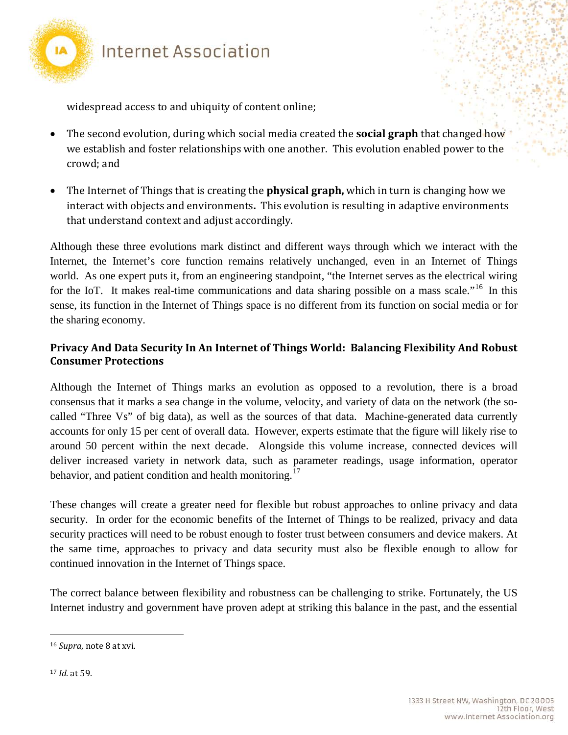widespread access to and ubiquity of content online;

- The second evolution, during which social media created the **social graph** that changed how we establish and foster relationships with one another. This evolution enabled power to the crowd; and
- The Internet of Things that is creating the **physical graph,** which in turn is changing how we interact with objects and environments**.** This evolution is resulting in adaptive environments that understand context and adjust accordingly.

Although these three evolutions mark distinct and different ways through which we interact with the Internet, the Internet's core function remains relatively unchanged, even in an Internet of Things world. As one expert puts it, from an engineering standpoint, "the Internet serves as the electrical wiring for the IoT. It makes real-time communications and data sharing possible on a mass scale."[16] In this sense, its function in the Internet of Things space is no different from its function on social media or for the sharing economy.

**Privacy And Data Security In An Internet of Things World: Balancing Flexibility And Robust Consumer Protections**

Although the Internet of Things marks an evolution as opposed to a revolution, there is a broad consensus that it marks a sea change in the volume, velocity, and variety of data on the network (the so-called "Three Vs" of big data), as well as the sources of that data. Machine-generated data currently accounts for only 15 per cent of overall data. However, experts estimate that the figure will likely rise to around 50 percent within the next decade. Alongside this volume increase, connected devices will deliver increased variety in network data, such as parameter readings, usage information, operator behavior, and patient condition and health monitoring.[17]

These changes will create a greater need for flexible but robust approaches to online privacy and data security. In order for the economic benefits of the Internet of Things to be realized, privacy and data security practices will need to be robust enough to foster trust between consumers and device makers. At the same time, approaches to privacy and data security must also be flexible enough to allow for continued innovation in the Internet of Things space.

The correct balance between flexibility and robustness can be challenging to strike. Fortunately, the US Internet industry and government have proven adept at striking this balance in the past, and the essential

---

[16] *Supra,* note 8 at xvi.

[17] *Id.* at 59.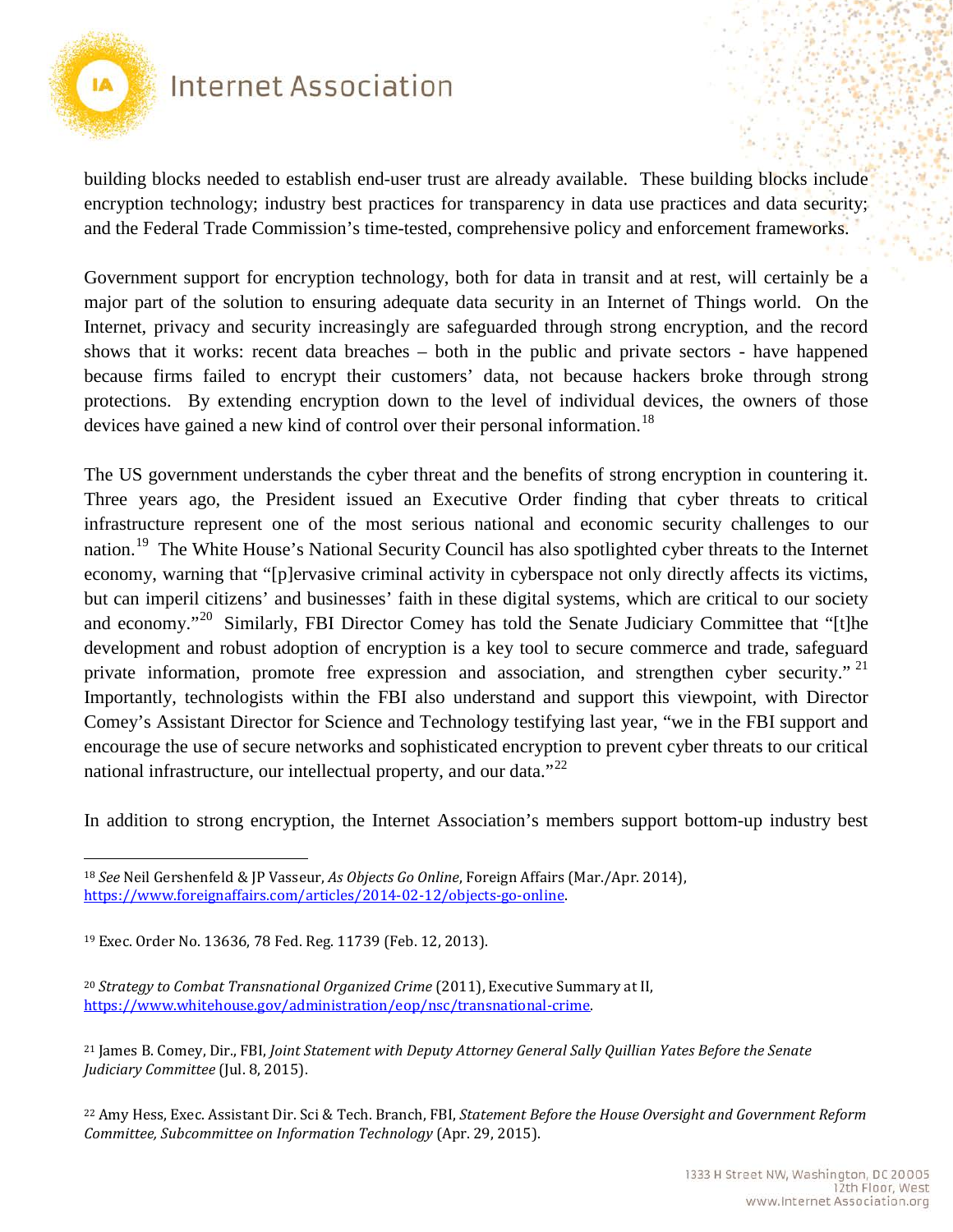building blocks needed to establish end-user trust are already available. These building blocks include encryption technology; industry best practices for transparency in data use practices and data security; and the Federal Trade Commission's time-tested, comprehensive policy and enforcement frameworks.

Government support for encryption technology, both for data in transit and at rest, will certainly be a major part of the solution to ensuring adequate data security in an Internet of Things world. On the Internet, privacy and security increasingly are safeguarded through strong encryption, and the record shows that it works: recent data breaches – both in the public and private sectors - have happened because firms failed to encrypt their customers' data, not because hackers broke through strong protections. By extending encryption down to the level of individual devices, the owners of those devices have gained a new kind of control over their personal information.[18]

The US government understands the cyber threat and the benefits of strong encryption in countering it. Three years ago, the President issued an Executive Order finding that cyber threats to critical infrastructure represent one of the most serious national and economic security challenges to our nation.[19] The White House's National Security Council has also spotlighted cyber threats to the Internet economy, warning that "[p]ervasive criminal activity in cyberspace not only directly affects its victims, but can imperil citizens' and businesses' faith in these digital systems, which are critical to our society and economy."[20] Similarly, FBI Director Comey has told the Senate Judiciary Committee that "[t]he development and robust adoption of encryption is a key tool to secure commerce and trade, safeguard private information, promote free expression and association, and strengthen cyber security."[21] Importantly, technologists within the FBI also understand and support this viewpoint, with Director Comey's Assistant Director for Science and Technology testifying last year, "we in the FBI support and encourage the use of secure networks and sophisticated encryption to prevent cyber threats to our critical national infrastructure, our intellectual property, and our data."[22]

In addition to strong encryption, the Internet Association's members support bottom-up industry best

---

[18] *See* Neil Gershenfeld & JP Vasseur, *As Objects Go Online*, Foreign Affairs (Mar./Apr. 2014), https://www.foreignaffairs.com/articles/2014-02-12/objects-go-online.

[19] Exec. Order No. 13636, 78 Fed. Reg. 11739 (Feb. 12, 2013).

[20] *Strategy to Combat Transnational Organized Crime* (2011), Executive Summary at II, https://www.whitehouse.gov/administration/eop/nsc/transnational-crime.

[21] James B. Comey, Dir., FBI, *Joint Statement with Deputy Attorney General Sally Quillian Yates Before the Senate Judiciary Committee* (Jul. 8, 2015).

[22] Amy Hess, Exec. Assistant Dir. Sci & Tech. Branch, FBI, *Statement Before the House Oversight and Government Reform Committee, Subcommittee on Information Technology* (Apr. 29, 2015).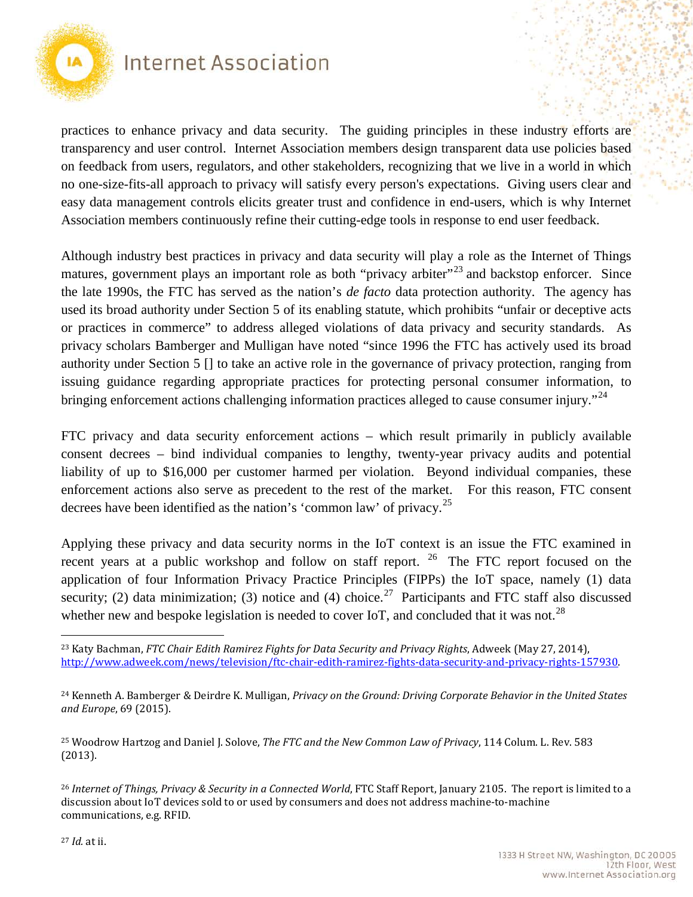practices to enhance privacy and data security. The guiding principles in these industry efforts are transparency and user control. Internet Association members design transparent data use policies based on feedback from users, regulators, and other stakeholders, recognizing that we live in a world in which no one-size-fits-all approach to privacy will satisfy every person's expectations. Giving users clear and easy data management controls elicits greater trust and confidence in end-users, which is why Internet Association members continuously refine their cutting-edge tools in response to end user feedback.

Although industry best practices in privacy and data security will play a role as the Internet of Things matures, government plays an important role as both "privacy arbiter"[23] and backstop enforcer. Since the late 1990s, the FTC has served as the nation's *de facto* data protection authority. The agency has used its broad authority under Section 5 of its enabling statute, which prohibits "unfair or deceptive acts or practices in commerce" to address alleged violations of data privacy and security standards. As privacy scholars Bamberger and Mulligan have noted "since 1996 the FTC has actively used its broad authority under Section 5 [] to take an active role in the governance of privacy protection, ranging from issuing guidance regarding appropriate practices for protecting personal consumer information, to bringing enforcement actions challenging information practices alleged to cause consumer injury."[24]

FTC privacy and data security enforcement actions – which result primarily in publicly available consent decrees – bind individual companies to lengthy, twenty-year privacy audits and potential liability of up to $16,000 per customer harmed per violation. Beyond individual companies, these enforcement actions also serve as precedent to the rest of the market. For this reason, FTC consent decrees have been identified as the nation's 'common law' of privacy.[25]

Applying these privacy and data security norms in the IoT context is an issue the FTC examined in recent years at a public workshop and follow on staff report.[26] The FTC report focused on the application of four Information Privacy Practice Principles (FIPPs) the IoT space, namely (1) data security; (2) data minimization; (3) notice and (4) choice.[27] Participants and FTC staff also discussed whether new and bespoke legislation is needed to cover IoT, and concluded that it was not.[28]

---

[23] Katy Bachman, *FTC Chair Edith Ramirez Fights for Data Security and Privacy Rights*, Adweek (May 27, 2014), http://www.adweek.com/news/television/ftc-chair-edith-ramirez-fights-data-security-and-privacy-rights-157930.

[24] Kenneth A. Bamberger & Deirdre K. Mulligan, *Privacy on the Ground: Driving Corporate Behavior in the United States and Europe*, 69 (2015).

[25] Woodrow Hartzog and Daniel J. Solove, *The FTC and the New Common Law of Privacy*, 114 Colum. L. Rev. 583 (2013).

[26] *Internet of Things, Privacy & Security in a Connected World*, FTC Staff Report, January 2105. The report is limited to a discussion about IoT devices sold to or used by consumers and does not address machine-to-machine communications, e.g. RFID.

[27] *Id.* at ii.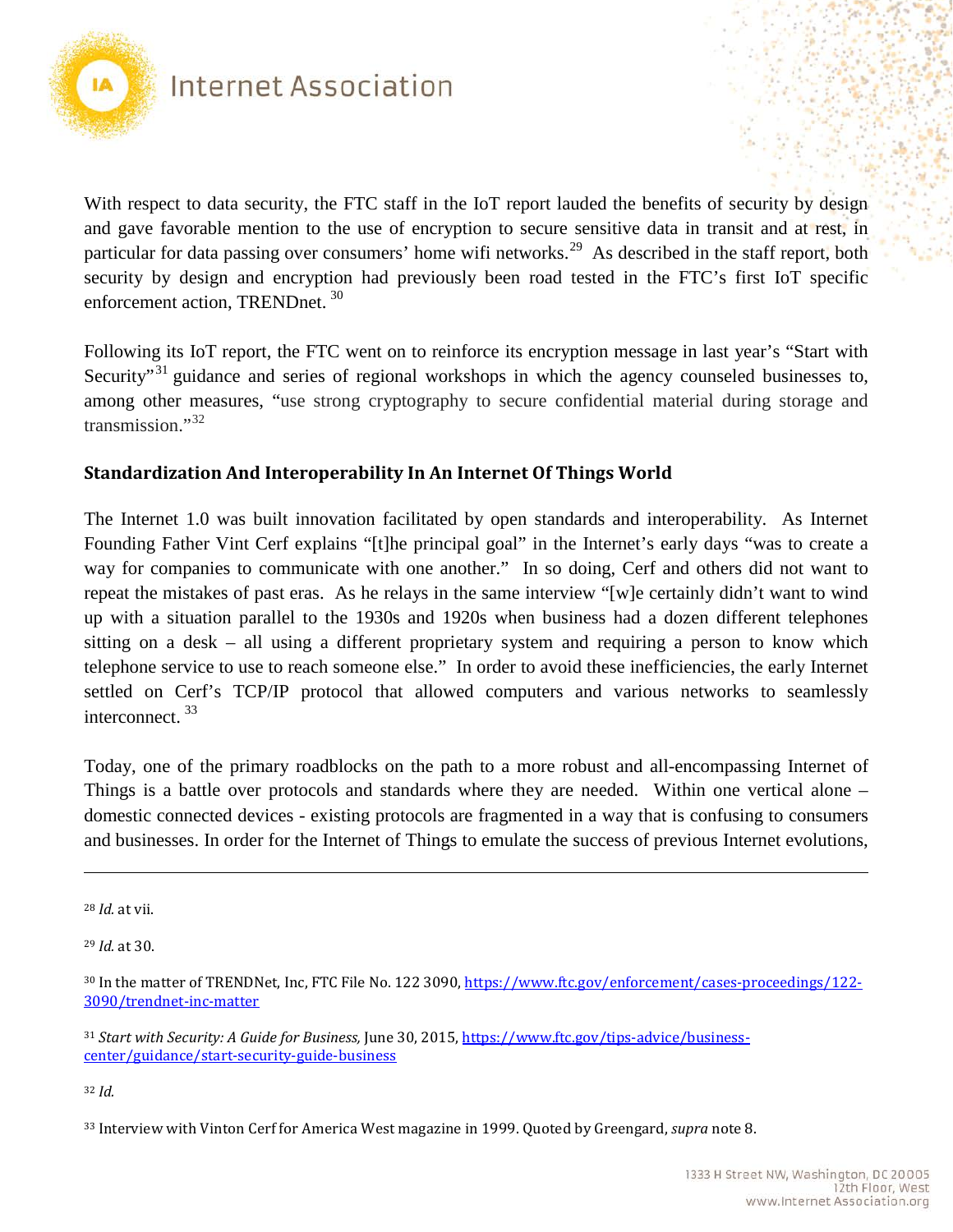With respect to data security, the FTC staff in the IoT report lauded the benefits of security by design and gave favorable mention to the use of encryption to secure sensitive data in transit and at rest, in particular for data passing over consumers' home wifi networks.[29] As described in the staff report, both security by design and encryption had previously been road tested in the FTC's first IoT specific enforcement action, TRENDnet. [30]

Following its IoT report, the FTC went on to reinforce its encryption message in last year's "Start with Security"[31] guidance and series of regional workshops in which the agency counseled businesses to, among other measures, "use strong cryptography to secure confidential material during storage and transmission."[32]

## Standardization And Interoperability In An Internet Of Things World

The Internet 1.0 was built innovation facilitated by open standards and interoperability. As Internet Founding Father Vint Cerf explains "[t]he principal goal" in the Internet's early days "was to create a way for companies to communicate with one another." In so doing, Cerf and others did not want to repeat the mistakes of past eras. As he relays in the same interview "[w]e certainly didn't want to wind up with a situation parallel to the 1930s and 1920s when business had a dozen different telephones sitting on a desk – all using a different proprietary system and requiring a person to know which telephone service to use to reach someone else." In order to avoid these inefficiencies, the early Internet settled on Cerf's TCP/IP protocol that allowed computers and various networks to seamlessly interconnect. [33]

Today, one of the primary roadblocks on the path to a more robust and all-encompassing Internet of Things is a battle over protocols and standards where they are needed. Within one vertical alone – domestic connected devices - existing protocols are fragmented in a way that is confusing to consumers and businesses. In order for the Internet of Things to emulate the success of previous Internet evolutions,

---

[28] *Id.* at vii.

[29] *Id.* at 30.

[30] In the matter of TRENDNet, Inc, FTC File No. 122 3090, https://www.ftc.gov/enforcement/cases-proceedings/122-3090/trendnet-inc-matter

[31] *Start with Security: A Guide for Business,* June 30, 2015, https://www.ftc.gov/tips-advice/business-center/guidance/start-security-guide-business

[32] *Id.*

[33] Interview with Vinton Cerf for America West magazine in 1999. Quoted by Greengard, *supra* note 8.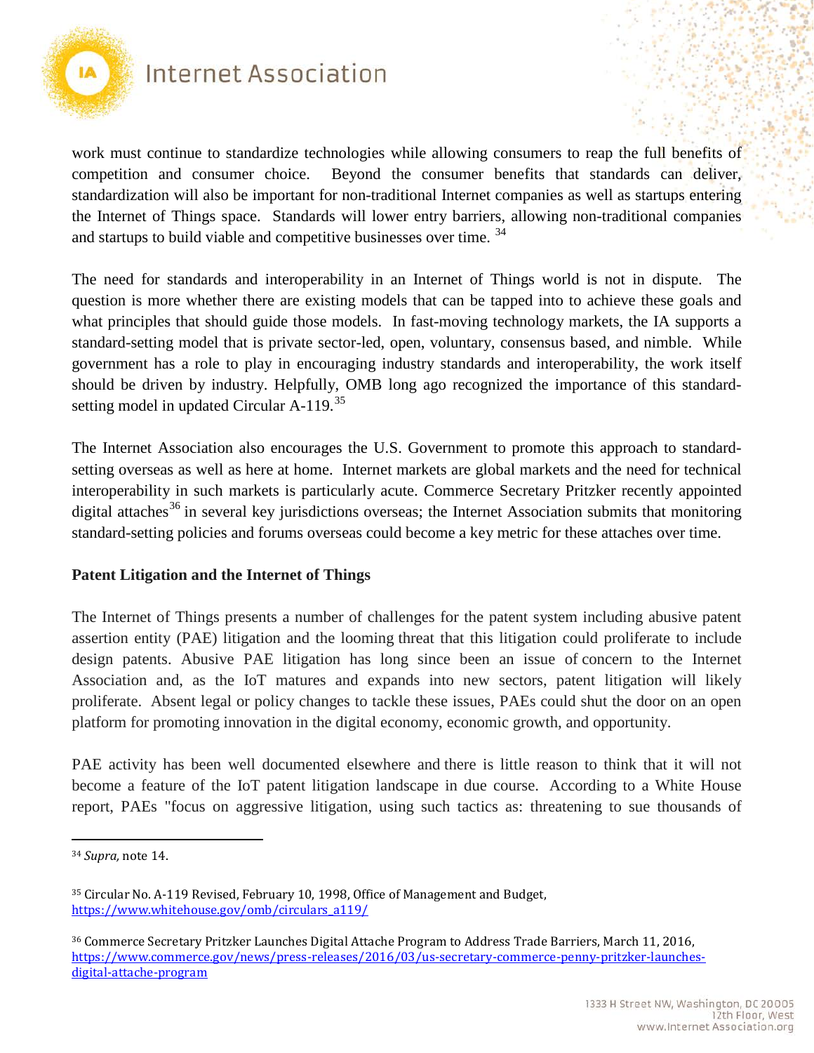work must continue to standardize technologies while allowing consumers to reap the full benefits of competition and consumer choice. Beyond the consumer benefits that standards can deliver, standardization will also be important for non-traditional Internet companies as well as startups entering the Internet of Things space. Standards will lower entry barriers, allowing non-traditional companies and startups to build viable and competitive businesses over time. [34]

The need for standards and interoperability in an Internet of Things world is not in dispute. The question is more whether there are existing models that can be tapped into to achieve these goals and what principles that should guide those models. In fast-moving technology markets, the IA supports a standard-setting model that is private sector-led, open, voluntary, consensus based, and nimble. While government has a role to play in encouraging industry standards and interoperability, the work itself should be driven by industry. Helpfully, OMB long ago recognized the importance of this standard-setting model in updated Circular A-119.[35]

The Internet Association also encourages the U.S. Government to promote this approach to standard-setting overseas as well as here at home. Internet markets are global markets and the need for technical interoperability in such markets is particularly acute. Commerce Secretary Pritzker recently appointed digital attaches[36] in several key jurisdictions overseas; the Internet Association submits that monitoring standard-setting policies and forums overseas could become a key metric for these attaches over time.

**Patent Litigation and the Internet of Things**

The Internet of Things presents a number of challenges for the patent system including abusive patent assertion entity (PAE) litigation and the looming threat that this litigation could proliferate to include design patents. Abusive PAE litigation has long since been an issue of concern to the Internet Association and, as the IoT matures and expands into new sectors, patent litigation will likely proliferate. Absent legal or policy changes to tackle these issues, PAEs could shut the door on an open platform for promoting innovation in the digital economy, economic growth, and opportunity.

PAE activity has been well documented elsewhere and there is little reason to think that it will not become a feature of the IoT patent litigation landscape in due course. According to a White House report, PAEs "focus on aggressive litigation, using such tactics as: threatening to sue thousands of

---

[34] *Supra,* note 14.

[35] Circular No. A-119 Revised, February 10, 1998, Office of Management and Budget, https://www.whitehouse.gov/omb/circulars_a119/

[36] Commerce Secretary Pritzker Launches Digital Attache Program to Address Trade Barriers, March 11, 2016, https://www.commerce.gov/news/press-releases/2016/03/us-secretary-commerce-penny-pritzker-launches-digital-attache-program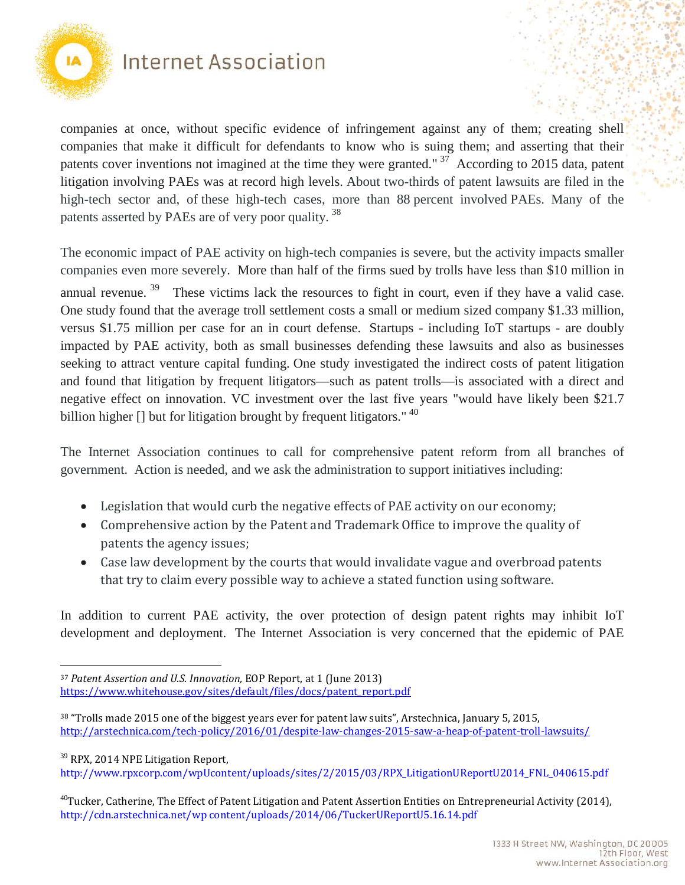companies at once, without specific evidence of infringement against any of them; creating shell companies that make it difficult for defendants to know who is suing them; and asserting that their patents cover inventions not imagined at the time they were granted." [37] According to 2015 data, patent litigation involving PAEs was at record high levels. About two-thirds of patent lawsuits are filed in the high-tech sector and, of these high-tech cases, more than 88 percent involved PAEs. Many of the patents asserted by PAEs are of very poor quality. [38]

The economic impact of PAE activity on high-tech companies is severe, but the activity impacts smaller companies even more severely. More than half of the firms sued by trolls have less than $10 million in annual revenue. [39] These victims lack the resources to fight in court, even if they have a valid case. One study found that the average troll settlement costs a small or medium sized company $1.33 million, versus $1.75 million per case for an in court defense. Startups - including IoT startups - are doubly impacted by PAE activity, both as small businesses defending these lawsuits and also as businesses seeking to attract venture capital funding. One study investigated the indirect costs of patent litigation and found that litigation by frequent litigators—such as patent trolls—is associated with a direct and negative effect on innovation. VC investment over the last five years "would have likely been $21.7 billion higher [] but for litigation brought by frequent litigators." [40]

The Internet Association continues to call for comprehensive patent reform from all branches of government. Action is needed, and we ask the administration to support initiatives including:

- Legislation that would curb the negative effects of PAE activity on our economy;
- Comprehensive action by the Patent and Trademark Office to improve the quality of patents the agency issues;
- Case law development by the courts that would invalidate vague and overbroad patents that try to claim every possible way to achieve a stated function using software.

In addition to current PAE activity, the over protection of design patent rights may inhibit IoT development and deployment. The Internet Association is very concerned that the epidemic of PAE

---

[37] *Patent Assertion and U.S. Innovation,* EOP Report, at 1 (June 2013) https://www.whitehouse.gov/sites/default/files/docs/patent_report.pdf

[38] "Trolls made 2015 one of the biggest years ever for patent law suits", Arstechnica, January 5, 2015, http://arstechnica.com/tech-policy/2016/01/despite-law-changes-2015-saw-a-heap-of-patent-troll-lawsuits/

[39] RPX, 2014 NPE Litigation Report, http://www.rpxcorp.com/wpUcontent/uploads/sites/2/2015/03/RPX_LitigationUReportU2014_FNL_040615.pdf

[40] Tucker, Catherine, The Effect of Patent Litigation and Patent Assertion Entities on Entrepreneurial Activity (2014), http://cdn.arstechnica.net/wp content/uploads/2014/06/TuckerUReportU5.16.14.pdf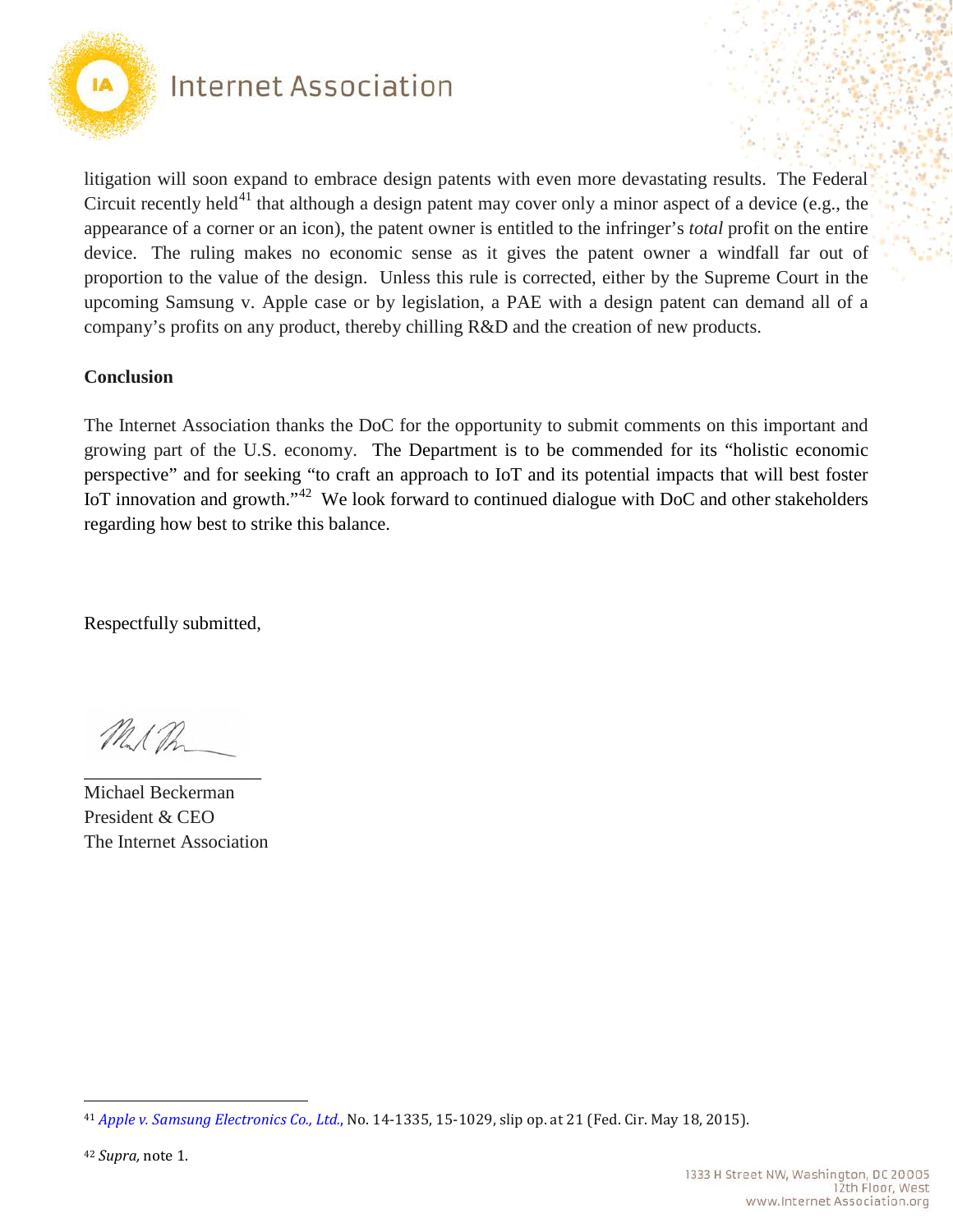litigation will soon expand to embrace design patents with even more devastating results. The Federal Circuit recently held[41] that although a design patent may cover only a minor aspect of a device (e.g., the appearance of a corner or an icon), the patent owner is entitled to the infringer's *total* profit on the entire device. The ruling makes no economic sense as it gives the patent owner a windfall far out of proportion to the value of the design. Unless this rule is corrected, either by the Supreme Court in the upcoming Samsung v. Apple case or by legislation, a PAE with a design patent can demand all of a company's profits on any product, thereby chilling R&D and the creation of new products.

**Conclusion**

The Internet Association thanks the DoC for the opportunity to submit comments on this important and growing part of the U.S. economy. The Department is to be commended for its "holistic economic perspective" and for seeking "to craft an approach to IoT and its potential impacts that will best foster IoT innovation and growth."[42] We look forward to continued dialogue with DoC and other stakeholders regarding how best to strike this balance.

Respectfully submitted,

___________________

Michael Beckerman
President & CEO
The Internet Association

---

[41] *Apple v. Samsung Electronics Co., Ltd.*, No. 14-1335, 15-1029, slip op. at 21 (Fed. Cir. May 18, 2015).

[42] *Supra*, note 1.